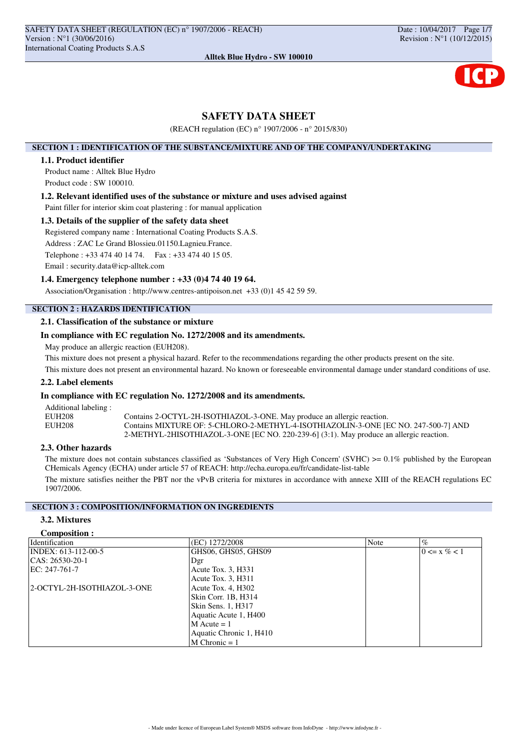# SAFETY DATA SHEET

(REACH regulation (EC) n° 1907/2006 - n° 2015/830)

## SECTION 1 : IDENTIFICATION OF THE SUBSTANCE/MIXTURE AND OF THE COMPANY/UNDERTAKING

### 1.1. Product identifier

Product name : Alltek Blue Hydro

Product code : SW 100010.

### 1.2. Relevant identified uses of the substance or mixture and uses advised against

Paint filler for interior skim coat plastering : for manual application

### 1.3. Details of the supplier of the safety data sheet

Registered company name : International Coating Products S.A.S.

Address : ZAC Le Grand Blossieu.01150.Lagnieu.France.

Telephone : +33 474 40 14 74.    Fax : +33 474 40 15 05.

Email : security.data@icp-alltek.com

### 1.4. Emergency telephone number : +33 (0)4 74 40 19 64.

Association/Organisation : http://www.centres-antipoison.net  +33 (0)1 45 42 59 59.

## SECTION 2 : HAZARDS IDENTIFICATION

### 2.1. Classification of the substance or mixture

**In compliance with EC regulation No. 1272/2008 and its amendments.**

May produce an allergic reaction (EUH208).

This mixture does not present a physical hazard. Refer to the recommendations regarding the other products present on the site.

This mixture does not present an environmental hazard. No known or foreseeable environmental damage under standard conditions of use.

### 2.2. Label elements

**In compliance with EC regulation No. 1272/2008 and its amendments.**

Additional labeling :

| | |
|---|---|
| EUH208 | Contains 2-OCTYL-2H-ISOTHIAZOL-3-ONE. May produce an allergic reaction. |
| EUH208 | Contains MIXTURE OF: 5-CHLORO-2-METHYL-4-ISOTHIAZOLIN-3-ONE [EC NO. 247-500-7] AND 2-METHYL-2HISOTHIAZOL-3-ONE [EC NO. 220-239-6] (3:1). May produce an allergic reaction. |

### 2.3. Other hazards

The mixture does not contain substances classified as 'Substances of Very High Concern' (SVHC) >= 0.1% published by the European CHemicals Agency (ECHA) under article 57 of REACH: http://echa.europa.eu/fr/candidate-list-table

The mixture satisfies neither the PBT nor the vPvB criteria for mixtures in accordance with annexe XIII of the REACH regulations EC 1907/2006.

## SECTION 3 : COMPOSITION/INFORMATION ON INGREDIENTS

### 3.2. Mixtures

**Composition :**

| Identification | (EC) 1272/2008 | Note | % |
|---|---|---|---|
| INDEX: 613-112-00-5<br>CAS: 26530-20-1<br>EC: 247-761-7<br><br>2-OCTYL-2H-ISOTHIAZOL-3-ONE | GHS06, GHS05, GHS09<br>Dgr<br>Acute Tox. 3, H331<br>Acute Tox. 3, H311<br>Acute Tox. 4, H302<br>Skin Corr. 1B, H314<br>Skin Sens. 1, H317<br>Aquatic Acute 1, H400<br>M Acute = 1<br>Aquatic Chronic 1, H410<br>M Chronic = 1 | | 0 <= x % < 1 |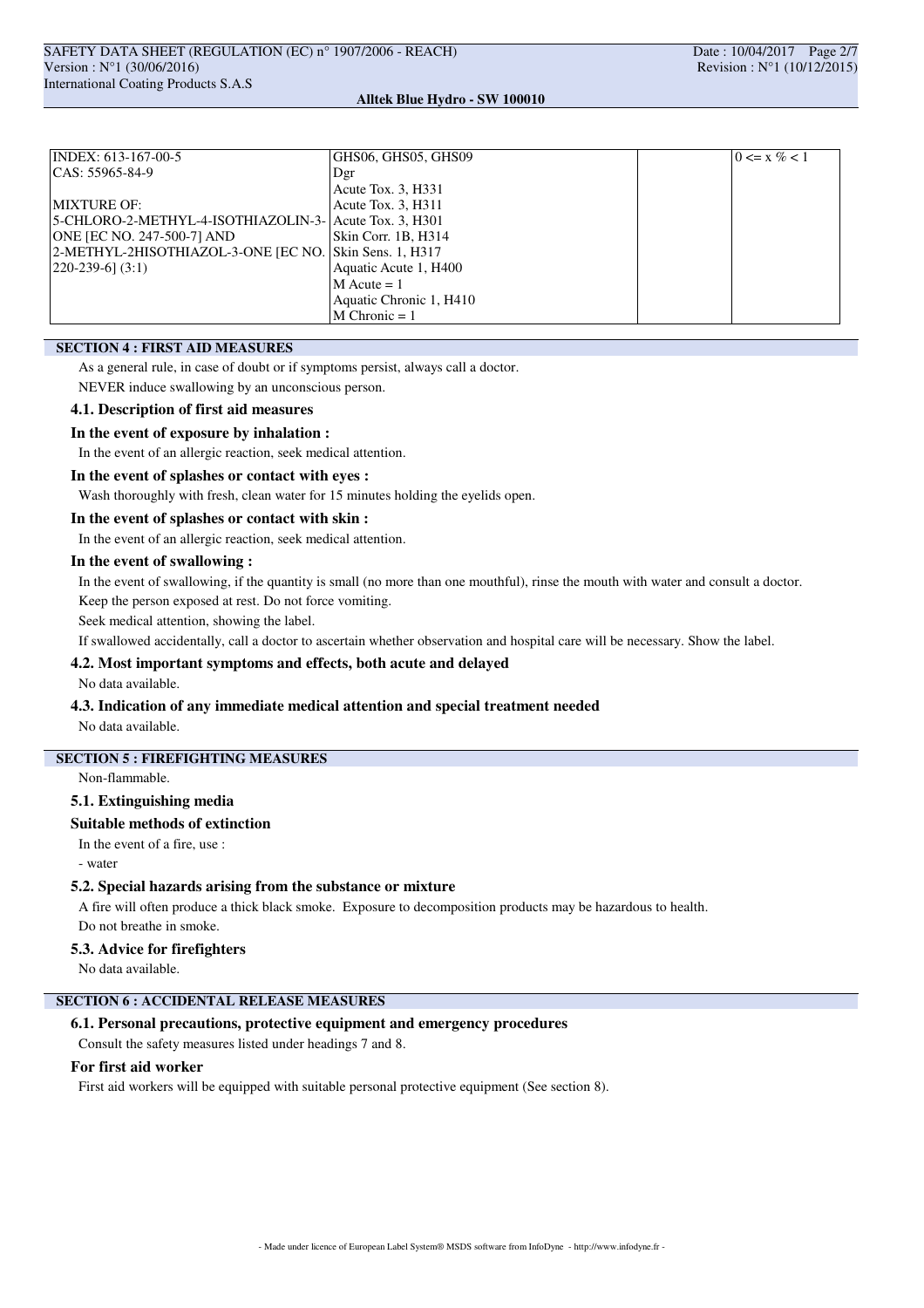| | | | |
|---|---|---|---|
| INDEX: 613-167-00-5<br>CAS: 55965-84-9<br><br>MIXTURE OF:<br>5-CHLORO-2-METHYL-4-ISOTHIAZOLIN-3-ONE [EC NO. 247-500-7] AND 2-METHYL-2HISOTHIAZOL-3-ONE [EC NO. 220-239-6] (3:1) | GHS06, GHS05, GHS09<br>Dgr<br>Acute Tox. 3, H331<br>Acute Tox. 3, H311<br>Acute Tox. 3, H301<br>Skin Corr. 1B, H314<br>Skin Sens. 1, H317<br>Aquatic Acute 1, H400<br>M Acute = 1<br>Aquatic Chronic 1, H410<br>M Chronic = 1 | | 0 <= x % < 1 |

## SECTION 4 : FIRST AID MEASURES

As a general rule, in case of doubt or if symptoms persist, always call a doctor.

NEVER induce swallowing by an unconscious person.

### 4.1. Description of first aid measures

**In the event of exposure by inhalation :**

In the event of an allergic reaction, seek medical attention.

**In the event of splashes or contact with eyes :**

Wash thoroughly with fresh, clean water for 15 minutes holding the eyelids open.

**In the event of splashes or contact with skin :**

In the event of an allergic reaction, seek medical attention.

**In the event of swallowing :**

In the event of swallowing, if the quantity is small (no more than one mouthful), rinse the mouth with water and consult a doctor.

Keep the person exposed at rest. Do not force vomiting.

Seek medical attention, showing the label.

If swallowed accidentally, call a doctor to ascertain whether observation and hospital care will be necessary. Show the label.

### 4.2. Most important symptoms and effects, both acute and delayed

No data available.

### 4.3. Indication of any immediate medical attention and special treatment needed

No data available.

## SECTION 5 : FIREFIGHTING MEASURES

Non-flammable.

### 5.1. Extinguishing media

**Suitable methods of extinction**

In the event of a fire, use :

- water

### 5.2. Special hazards arising from the substance or mixture

A fire will often produce a thick black smoke. Exposure to decomposition products may be hazardous to health.

Do not breathe in smoke.

### 5.3. Advice for firefighters

No data available.

## SECTION 6 : ACCIDENTAL RELEASE MEASURES

### 6.1. Personal precautions, protective equipment and emergency procedures

Consult the safety measures listed under headings 7 and 8.

**For first aid worker**

First aid workers will be equipped with suitable personal protective equipment (See section 8).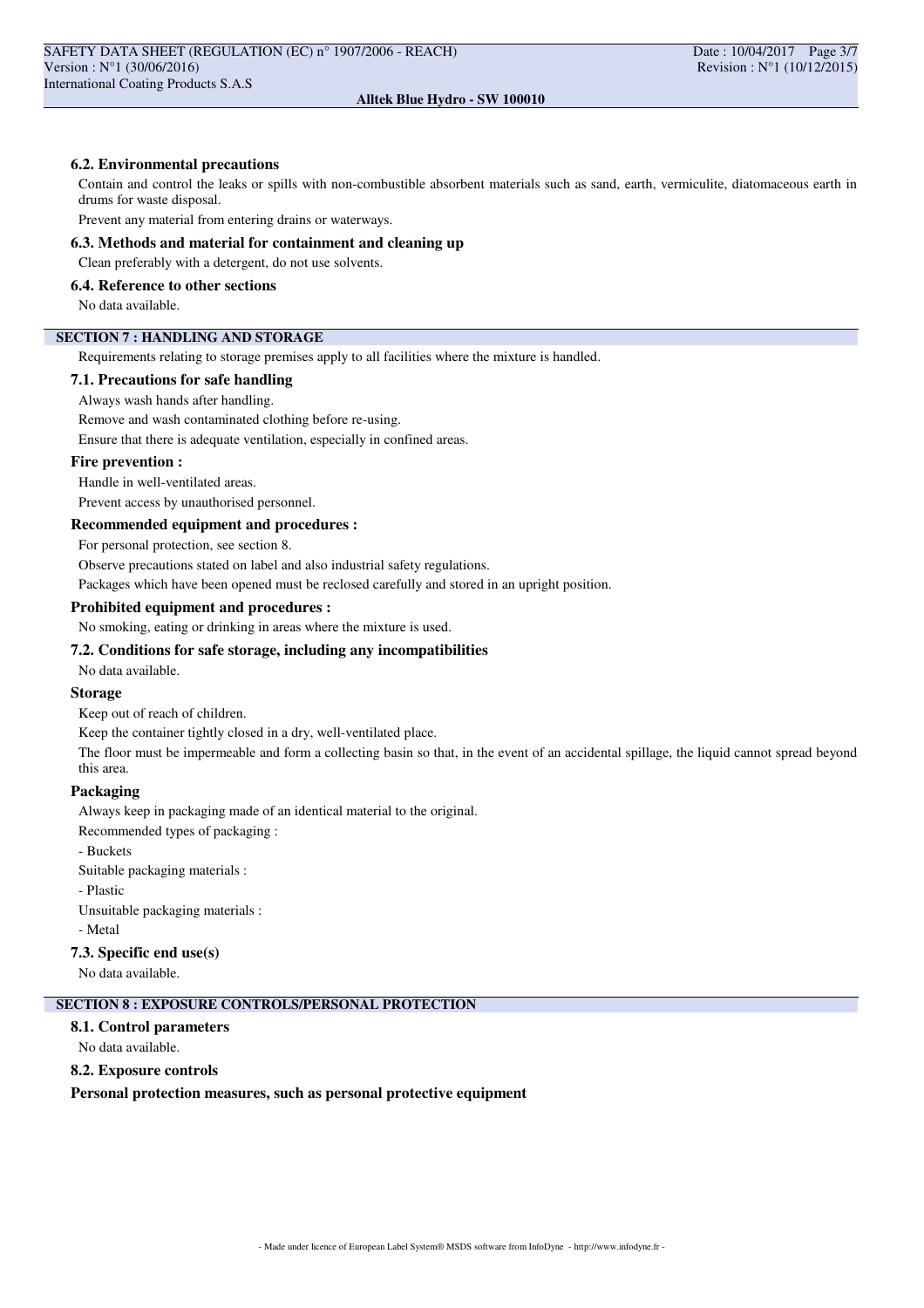### 6.2. Environmental precautions

Contain and control the leaks or spills with non-combustible absorbent materials such as sand, earth, vermiculite, diatomaceous earth in drums for waste disposal.

Prevent any material from entering drains or waterways.

### 6.3. Methods and material for containment and cleaning up

Clean preferably with a detergent, do not use solvents.

### 6.4. Reference to other sections

No data available.

## SECTION 7 : HANDLING AND STORAGE

Requirements relating to storage premises apply to all facilities where the mixture is handled.

### 7.1. Precautions for safe handling

Always wash hands after handling.

Remove and wash contaminated clothing before re-using.

Ensure that there is adequate ventilation, especially in confined areas.

**Fire prevention :**

Handle in well-ventilated areas.

Prevent access by unauthorised personnel.

**Recommended equipment and procedures :**

For personal protection, see section 8.

Observe precautions stated on label and also industrial safety regulations.

Packages which have been opened must be reclosed carefully and stored in an upright position.

**Prohibited equipment and procedures :**

No smoking, eating or drinking in areas where the mixture is used.

### 7.2. Conditions for safe storage, including any incompatibilities

No data available.

**Storage**

Keep out of reach of children.

Keep the container tightly closed in a dry, well-ventilated place.

The floor must be impermeable and form a collecting basin so that, in the event of an accidental spillage, the liquid cannot spread beyond this area.

**Packaging**

Always keep in packaging made of an identical material to the original.

Recommended types of packaging :

- Buckets

Suitable packaging materials :

- Plastic

Unsuitable packaging materials :

- Metal

### 7.3. Specific end use(s)

No data available.

## SECTION 8 : EXPOSURE CONTROLS/PERSONAL PROTECTION

### 8.1. Control parameters

No data available.

### 8.2. Exposure controls

**Personal protection measures, such as personal protective equipment**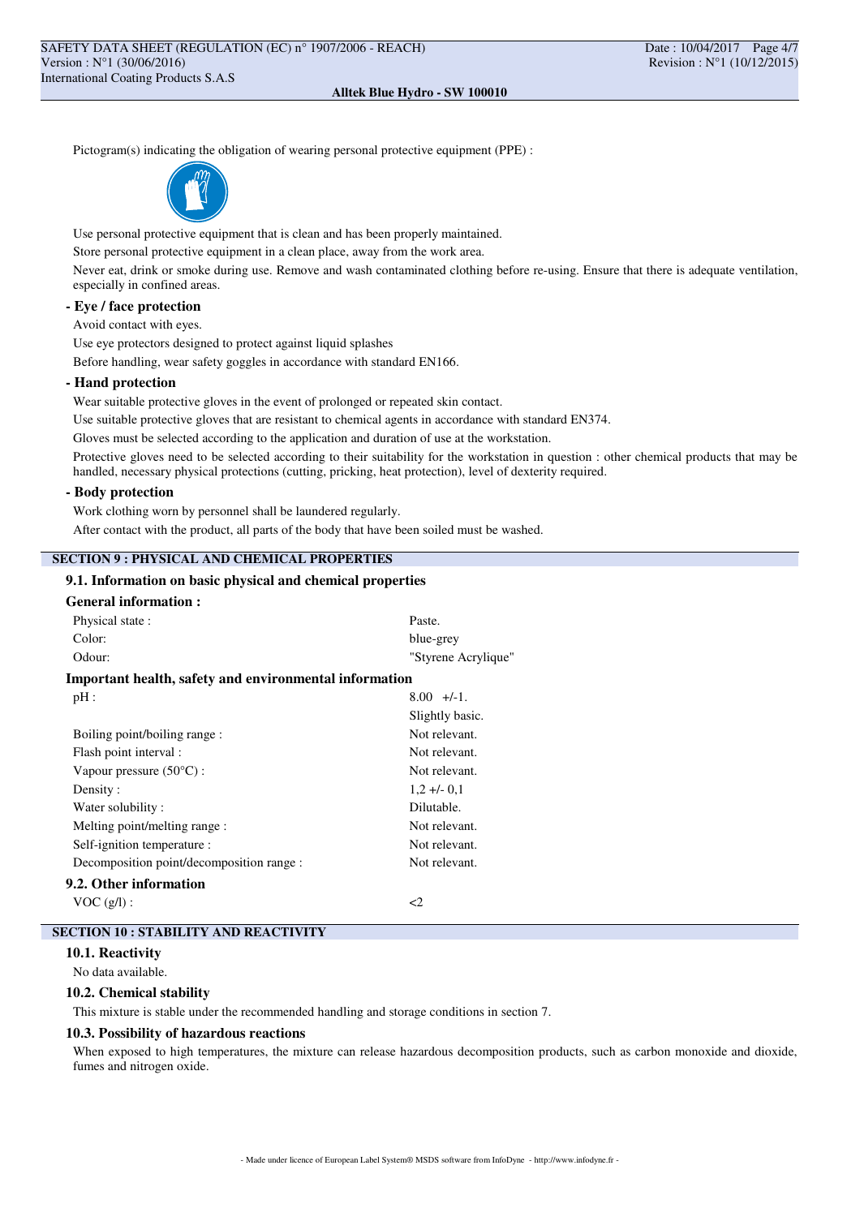Pictogram(s) indicating the obligation of wearing personal protective equipment (PPE) :

Use personal protective equipment that is clean and has been properly maintained.

Store personal protective equipment in a clean place, away from the work area.

Never eat, drink or smoke during use. Remove and wash contaminated clothing before re-using. Ensure that there is adequate ventilation, especially in confined areas.

**- Eye / face protection**

Avoid contact with eyes.

Use eye protectors designed to protect against liquid splashes

Before handling, wear safety goggles in accordance with standard EN166.

**- Hand protection**

Wear suitable protective gloves in the event of prolonged or repeated skin contact.

Use suitable protective gloves that are resistant to chemical agents in accordance with standard EN374.

Gloves must be selected according to the application and duration of use at the workstation.

Protective gloves need to be selected according to their suitability for the workstation in question : other chemical products that may be handled, necessary physical protections (cutting, pricking, heat protection), level of dexterity required.

**- Body protection**

Work clothing worn by personnel shall be laundered regularly.

After contact with the product, all parts of the body that have been soiled must be washed.

## SECTION 9 : PHYSICAL AND CHEMICAL PROPERTIES

### 9.1. Information on basic physical and chemical properties

**General information :**

| | |
|---|---|
| Physical state : | Paste. |
| Color: | blue-grey |
| Odour: | "Styrene Acrylique" |

**Important health, safety and environmental information**

| | |
|---|---|
| pH : | 8.00 +/-1. |
| | Slightly basic. |
| Boiling point/boiling range : | Not relevant. |
| Flash point interval : | Not relevant. |
| Vapour pressure (50°C) : | Not relevant. |
| Density : | 1,2 +/- 0,1 |
| Water solubility : | Dilutable. |
| Melting point/melting range : | Not relevant. |
| Self-ignition temperature : | Not relevant. |
| Decomposition point/decomposition range : | Not relevant. |

### 9.2. Other information

| | |
|---|---|
| VOC (g/l) : | <2 |

## SECTION 10 : STABILITY AND REACTIVITY

### 10.1. Reactivity

No data available.

### 10.2. Chemical stability

This mixture is stable under the recommended handling and storage conditions in section 7.

### 10.3. Possibility of hazardous reactions

When exposed to high temperatures, the mixture can release hazardous decomposition products, such as carbon monoxide and dioxide, fumes and nitrogen oxide.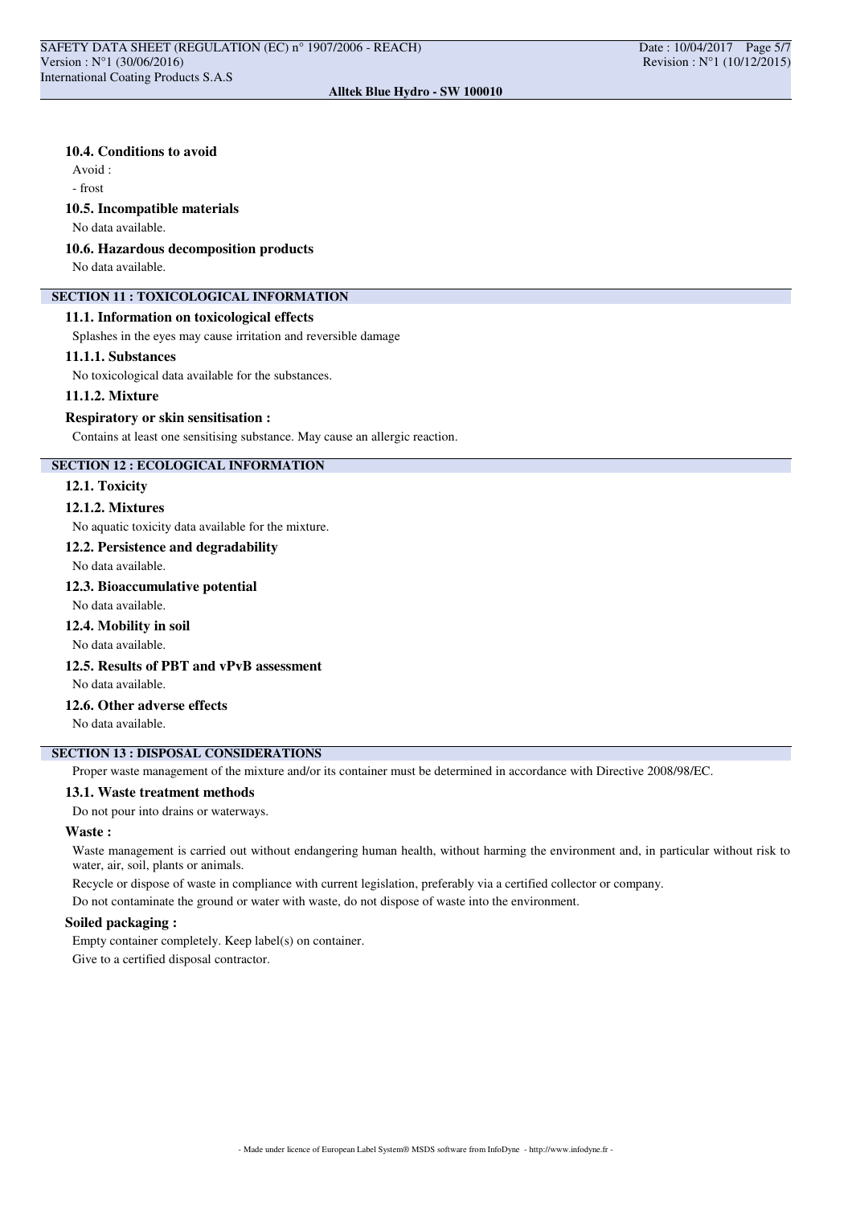### 10.4. Conditions to avoid

Avoid :

- frost

### 10.5. Incompatible materials

No data available.

### 10.6. Hazardous decomposition products

No data available.

## SECTION 11 : TOXICOLOGICAL INFORMATION

### 11.1. Information on toxicological effects

Splashes in the eyes may cause irritation and reversible damage

#### 11.1.1. Substances

No toxicological data available for the substances.

#### 11.1.2. Mixture

**Respiratory or skin sensitisation :**

Contains at least one sensitising substance. May cause an allergic reaction.

## SECTION 12 : ECOLOGICAL INFORMATION

### 12.1. Toxicity

#### 12.1.2. Mixtures

No aquatic toxicity data available for the mixture.

### 12.2. Persistence and degradability

No data available.

### 12.3. Bioaccumulative potential

No data available.

### 12.4. Mobility in soil

No data available.

### 12.5. Results of PBT and vPvB assessment

No data available.

### 12.6. Other adverse effects

No data available.

## SECTION 13 : DISPOSAL CONSIDERATIONS

Proper waste management of the mixture and/or its container must be determined in accordance with Directive 2008/98/EC.

### 13.1. Waste treatment methods

Do not pour into drains or waterways.

**Waste :**

Waste management is carried out without endangering human health, without harming the environment and, in particular without risk to water, air, soil, plants or animals.

Recycle or dispose of waste in compliance with current legislation, preferably via a certified collector or company.

Do not contaminate the ground or water with waste, do not dispose of waste into the environment.

**Soiled packaging :**

Empty container completely. Keep label(s) on container.

Give to a certified disposal contractor.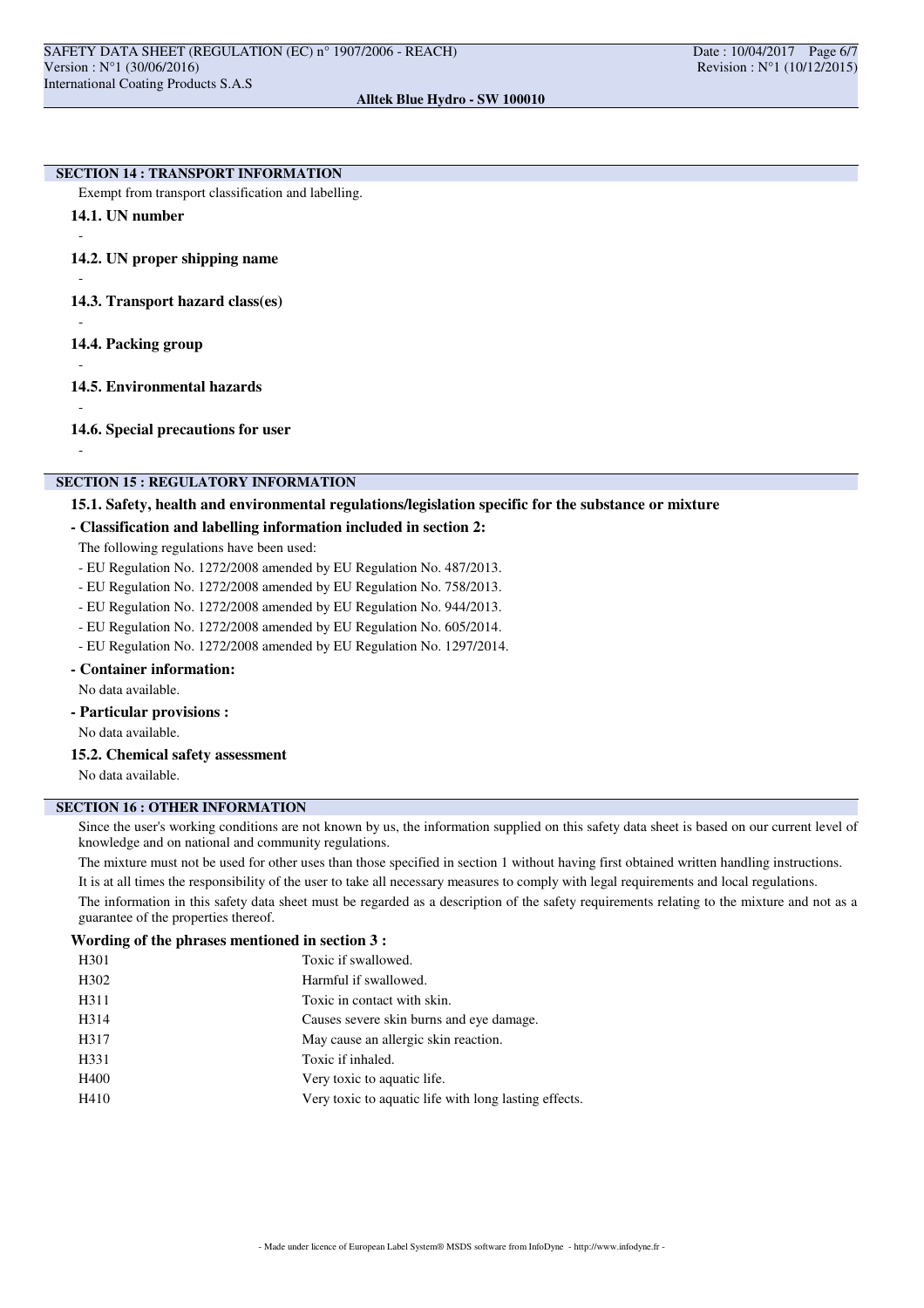## SECTION 14 : TRANSPORT INFORMATION

Exempt from transport classification and labelling.

### 14.1. UN number

-

### 14.2. UN proper shipping name

-

### 14.3. Transport hazard class(es)

-

### 14.4. Packing group

-

### 14.5. Environmental hazards

-

### 14.6. Special precautions for user

-

## SECTION 15 : REGULATORY INFORMATION

### 15.1. Safety, health and environmental regulations/legislation specific for the substance or mixture

**- Classification and labelling information included in section 2:**

The following regulations have been used:

- EU Regulation No. 1272/2008 amended by EU Regulation No. 487/2013.
- EU Regulation No. 1272/2008 amended by EU Regulation No. 758/2013.
- EU Regulation No. 1272/2008 amended by EU Regulation No. 944/2013.
- EU Regulation No. 1272/2008 amended by EU Regulation No. 605/2014.
- EU Regulation No. 1272/2008 amended by EU Regulation No. 1297/2014.

**- Container information:**

No data available.

**- Particular provisions :**

No data available.

### 15.2. Chemical safety assessment

No data available.

## SECTION 16 : OTHER INFORMATION

Since the user's working conditions are not known by us, the information supplied on this safety data sheet is based on our current level of knowledge and on national and community regulations.

The mixture must not be used for other uses than those specified in section 1 without having first obtained written handling instructions.

It is at all times the responsibility of the user to take all necessary measures to comply with legal requirements and local regulations.

The information in this safety data sheet must be regarded as a description of the safety requirements relating to the mixture and not as a guarantee of the properties thereof.

**Wording of the phrases mentioned in section 3 :**

| | |
|---|---|
| H301 | Toxic if swallowed. |
| H302 | Harmful if swallowed. |
| H311 | Toxic in contact with skin. |
| H314 | Causes severe skin burns and eye damage. |
| H317 | May cause an allergic skin reaction. |
| H331 | Toxic if inhaled. |
| H400 | Very toxic to aquatic life. |
| H410 | Very toxic to aquatic life with long lasting effects. |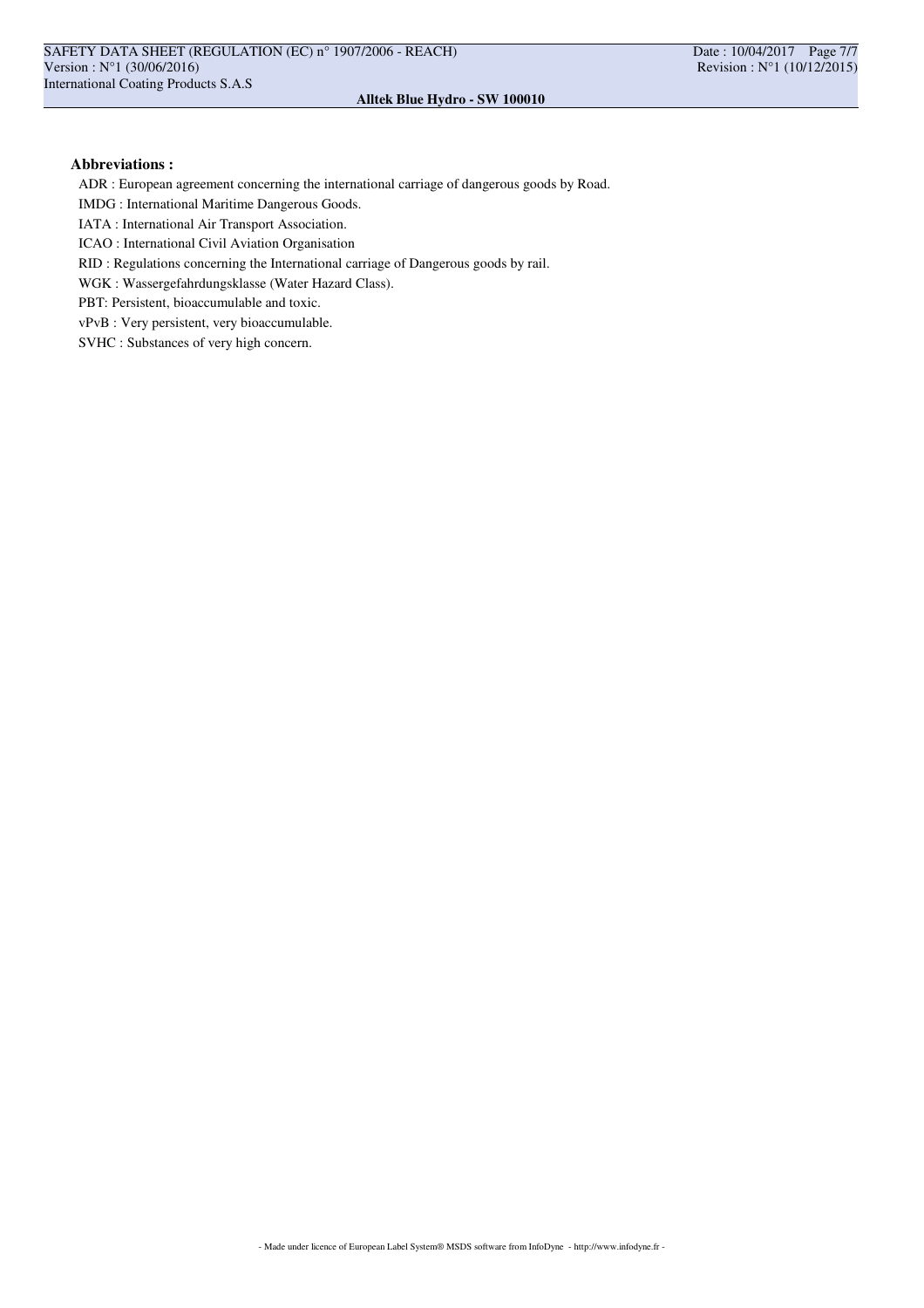**Abbreviations :**

ADR : European agreement concerning the international carriage of dangerous goods by Road.

IMDG : International Maritime Dangerous Goods.

IATA : International Air Transport Association.

ICAO : International Civil Aviation Organisation

RID : Regulations concerning the International carriage of Dangerous goods by rail.

WGK : Wassergefahrdungsklasse (Water Hazard Class).

PBT: Persistent, bioaccumulable and toxic.

vPvB : Very persistent, very bioaccumulable.

SVHC : Substances of very high concern.